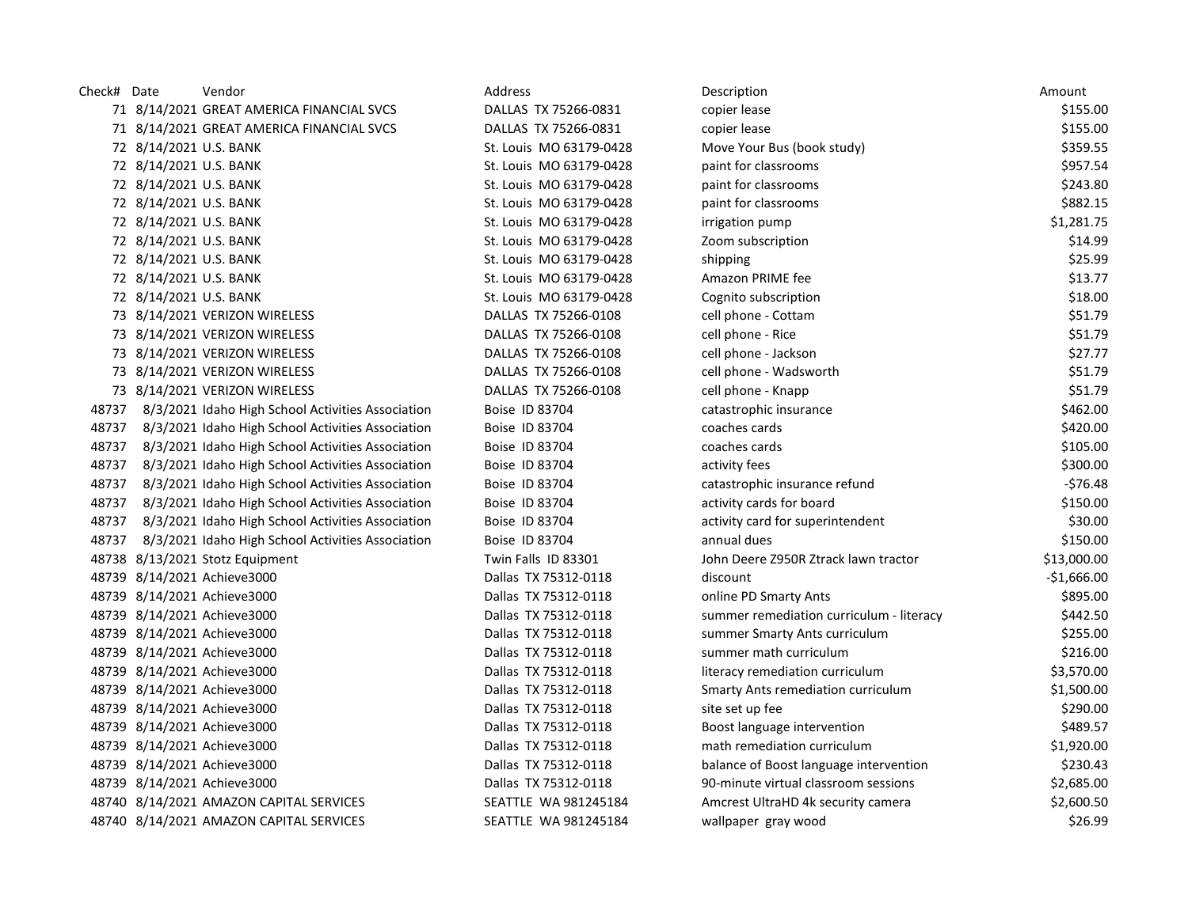| Check# | Date | Vendor | Address | Description | Amount |
|---|---|---|---|---|---|
| 71 | 8/14/2021 | GREAT AMERICA FINANCIAL SVCS | DALLAS TX 75266-0831 | copier lease | $155.00 |
| 71 | 8/14/2021 | GREAT AMERICA FINANCIAL SVCS | DALLAS TX 75266-0831 | copier lease | $155.00 |
| 72 | 8/14/2021 | U.S. BANK | St. Louis MO 63179-0428 | Move Your Bus (book study) | $359.55 |
| 72 | 8/14/2021 | U.S. BANK | St. Louis MO 63179-0428 | paint for classrooms | $957.54 |
| 72 | 8/14/2021 | U.S. BANK | St. Louis MO 63179-0428 | paint for classrooms | $243.80 |
| 72 | 8/14/2021 | U.S. BANK | St. Louis MO 63179-0428 | paint for classrooms | $882.15 |
| 72 | 8/14/2021 | U.S. BANK | St. Louis MO 63179-0428 | irrigation pump | $1,281.75 |
| 72 | 8/14/2021 | U.S. BANK | St. Louis MO 63179-0428 | Zoom subscription | $14.99 |
| 72 | 8/14/2021 | U.S. BANK | St. Louis MO 63179-0428 | shipping | $25.99 |
| 72 | 8/14/2021 | U.S. BANK | St. Louis MO 63179-0428 | Amazon PRIME fee | $13.77 |
| 72 | 8/14/2021 | U.S. BANK | St. Louis MO 63179-0428 | Cognito subscription | $18.00 |
| 73 | 8/14/2021 | VERIZON WIRELESS | DALLAS TX 75266-0108 | cell phone - Cottam | $51.79 |
| 73 | 8/14/2021 | VERIZON WIRELESS | DALLAS TX 75266-0108 | cell phone - Rice | $51.79 |
| 73 | 8/14/2021 | VERIZON WIRELESS | DALLAS TX 75266-0108 | cell phone - Jackson | $27.77 |
| 73 | 8/14/2021 | VERIZON WIRELESS | DALLAS TX 75266-0108 | cell phone - Wadsworth | $51.79 |
| 73 | 8/14/2021 | VERIZON WIRELESS | DALLAS TX 75266-0108 | cell phone - Knapp | $51.79 |
| 48737 | 8/3/2021 | Idaho High School Activities Association | Boise ID 83704 | catastrophic insurance | $462.00 |
| 48737 | 8/3/2021 | Idaho High School Activities Association | Boise ID 83704 | coaches cards | $420.00 |
| 48737 | 8/3/2021 | Idaho High School Activities Association | Boise ID 83704 | coaches cards | $105.00 |
| 48737 | 8/3/2021 | Idaho High School Activities Association | Boise ID 83704 | activity fees | $300.00 |
| 48737 | 8/3/2021 | Idaho High School Activities Association | Boise ID 83704 | catastrophic insurance refund | -$76.48 |
| 48737 | 8/3/2021 | Idaho High School Activities Association | Boise ID 83704 | activity cards for board | $150.00 |
| 48737 | 8/3/2021 | Idaho High School Activities Association | Boise ID 83704 | activity card for superintendent | $30.00 |
| 48737 | 8/3/2021 | Idaho High School Activities Association | Boise ID 83704 | annual dues | $150.00 |
| 48738 | 8/13/2021 | Stotz Equipment | Twin Falls ID 83301 | John Deere Z950R Ztrack lawn tractor | $13,000.00 |
| 48739 | 8/14/2021 | Achieve3000 | Dallas TX 75312-0118 | discount | -$1,666.00 |
| 48739 | 8/14/2021 | Achieve3000 | Dallas TX 75312-0118 | online PD Smarty Ants | $895.00 |
| 48739 | 8/14/2021 | Achieve3000 | Dallas TX 75312-0118 | summer remediation curriculum - literacy | $442.50 |
| 48739 | 8/14/2021 | Achieve3000 | Dallas TX 75312-0118 | summer Smarty Ants curriculum | $255.00 |
| 48739 | 8/14/2021 | Achieve3000 | Dallas TX 75312-0118 | summer math curriculum | $216.00 |
| 48739 | 8/14/2021 | Achieve3000 | Dallas TX 75312-0118 | literacy remediation curriculum | $3,570.00 |
| 48739 | 8/14/2021 | Achieve3000 | Dallas TX 75312-0118 | Smarty Ants remediation curriculum | $1,500.00 |
| 48739 | 8/14/2021 | Achieve3000 | Dallas TX 75312-0118 | site set up fee | $290.00 |
| 48739 | 8/14/2021 | Achieve3000 | Dallas TX 75312-0118 | Boost language intervention | $489.57 |
| 48739 | 8/14/2021 | Achieve3000 | Dallas TX 75312-0118 | math remediation curriculum | $1,920.00 |
| 48739 | 8/14/2021 | Achieve3000 | Dallas TX 75312-0118 | balance of Boost language intervention | $230.43 |
| 48739 | 8/14/2021 | Achieve3000 | Dallas TX 75312-0118 | 90-minute virtual classroom sessions | $2,685.00 |
| 48740 | 8/14/2021 | AMAZON CAPITAL SERVICES | SEATTLE WA 981245184 | Amcrest UltraHD 4k security camera | $2,600.50 |
| 48740 | 8/14/2021 | AMAZON CAPITAL SERVICES | SEATTLE WA 981245184 | wallpaper gray wood | $26.99 |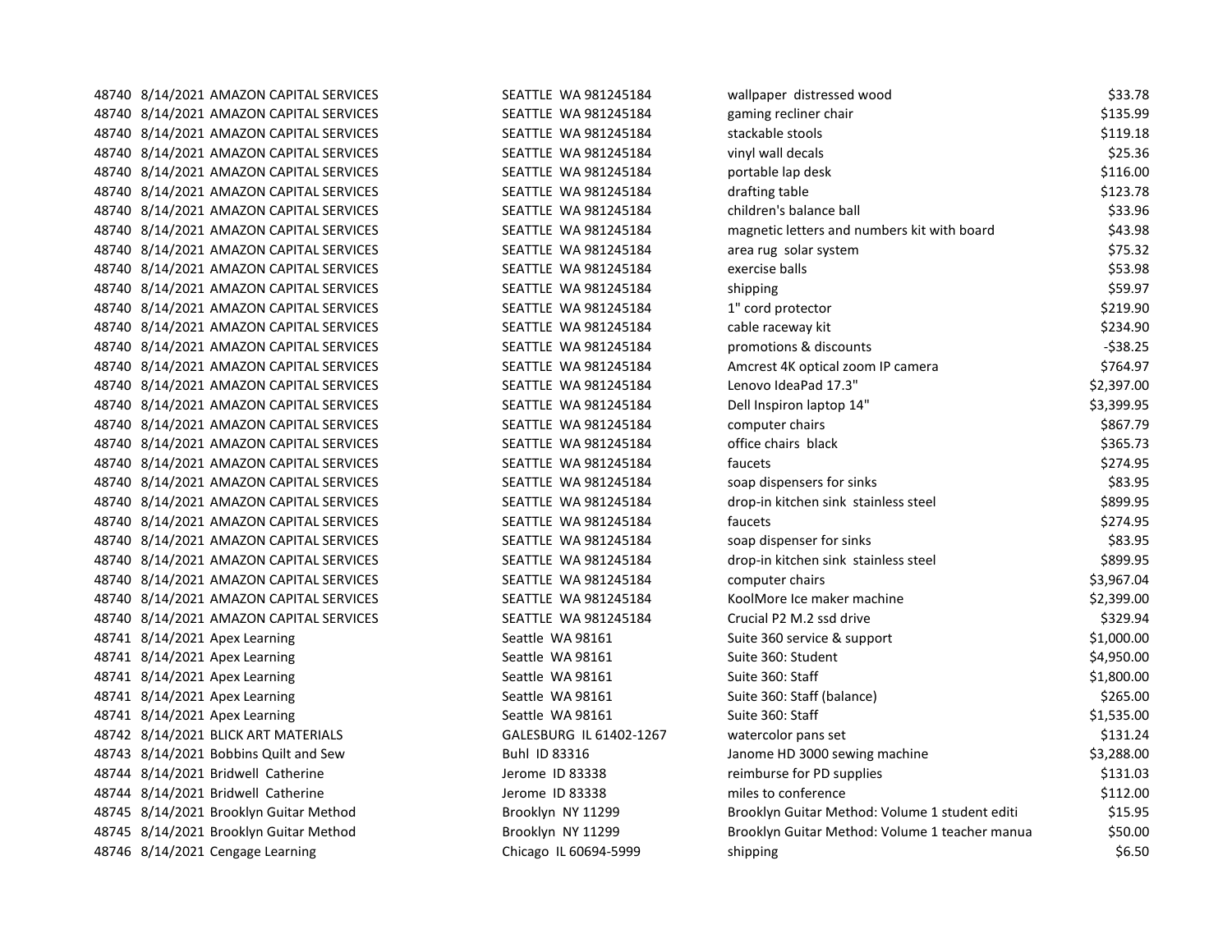| | | | | | |
|---|---|---|---|---|---|
| 48740 | 8/14/2021 | AMAZON CAPITAL SERVICES | SEATTLE WA 981245184 | wallpaper distressed wood | $33.78 |
| 48740 | 8/14/2021 | AMAZON CAPITAL SERVICES | SEATTLE WA 981245184 | gaming recliner chair | $135.99 |
| 48740 | 8/14/2021 | AMAZON CAPITAL SERVICES | SEATTLE WA 981245184 | stackable stools | $119.18 |
| 48740 | 8/14/2021 | AMAZON CAPITAL SERVICES | SEATTLE WA 981245184 | vinyl wall decals | $25.36 |
| 48740 | 8/14/2021 | AMAZON CAPITAL SERVICES | SEATTLE WA 981245184 | portable lap desk | $116.00 |
| 48740 | 8/14/2021 | AMAZON CAPITAL SERVICES | SEATTLE WA 981245184 | drafting table | $123.78 |
| 48740 | 8/14/2021 | AMAZON CAPITAL SERVICES | SEATTLE WA 981245184 | children's balance ball | $33.96 |
| 48740 | 8/14/2021 | AMAZON CAPITAL SERVICES | SEATTLE WA 981245184 | magnetic letters and numbers kit with board | $43.98 |
| 48740 | 8/14/2021 | AMAZON CAPITAL SERVICES | SEATTLE WA 981245184 | area rug solar system | $75.32 |
| 48740 | 8/14/2021 | AMAZON CAPITAL SERVICES | SEATTLE WA 981245184 | exercise balls | $53.98 |
| 48740 | 8/14/2021 | AMAZON CAPITAL SERVICES | SEATTLE WA 981245184 | shipping | $59.97 |
| 48740 | 8/14/2021 | AMAZON CAPITAL SERVICES | SEATTLE WA 981245184 | 1" cord protector | $219.90 |
| 48740 | 8/14/2021 | AMAZON CAPITAL SERVICES | SEATTLE WA 981245184 | cable raceway kit | $234.90 |
| 48740 | 8/14/2021 | AMAZON CAPITAL SERVICES | SEATTLE WA 981245184 | promotions & discounts | -$38.25 |
| 48740 | 8/14/2021 | AMAZON CAPITAL SERVICES | SEATTLE WA 981245184 | Amcrest 4K optical zoom IP camera | $764.97 |
| 48740 | 8/14/2021 | AMAZON CAPITAL SERVICES | SEATTLE WA 981245184 | Lenovo IdeaPad 17.3" | $2,397.00 |
| 48740 | 8/14/2021 | AMAZON CAPITAL SERVICES | SEATTLE WA 981245184 | Dell Inspiron laptop 14" | $3,399.95 |
| 48740 | 8/14/2021 | AMAZON CAPITAL SERVICES | SEATTLE WA 981245184 | computer chairs | $867.79 |
| 48740 | 8/14/2021 | AMAZON CAPITAL SERVICES | SEATTLE WA 981245184 | office chairs black | $365.73 |
| 48740 | 8/14/2021 | AMAZON CAPITAL SERVICES | SEATTLE WA 981245184 | faucets | $274.95 |
| 48740 | 8/14/2021 | AMAZON CAPITAL SERVICES | SEATTLE WA 981245184 | soap dispensers for sinks | $83.95 |
| 48740 | 8/14/2021 | AMAZON CAPITAL SERVICES | SEATTLE WA 981245184 | drop-in kitchen sink stainless steel | $899.95 |
| 48740 | 8/14/2021 | AMAZON CAPITAL SERVICES | SEATTLE WA 981245184 | faucets | $274.95 |
| 48740 | 8/14/2021 | AMAZON CAPITAL SERVICES | SEATTLE WA 981245184 | soap dispenser for sinks | $83.95 |
| 48740 | 8/14/2021 | AMAZON CAPITAL SERVICES | SEATTLE WA 981245184 | drop-in kitchen sink stainless steel | $899.95 |
| 48740 | 8/14/2021 | AMAZON CAPITAL SERVICES | SEATTLE WA 981245184 | computer chairs | $3,967.04 |
| 48740 | 8/14/2021 | AMAZON CAPITAL SERVICES | SEATTLE WA 981245184 | KoolMore Ice maker machine | $2,399.00 |
| 48740 | 8/14/2021 | AMAZON CAPITAL SERVICES | SEATTLE WA 981245184 | Crucial P2 M.2 ssd drive | $329.94 |
| 48741 | 8/14/2021 | Apex Learning | Seattle WA 98161 | Suite 360 service & support | $1,000.00 |
| 48741 | 8/14/2021 | Apex Learning | Seattle WA 98161 | Suite 360: Student | $4,950.00 |
| 48741 | 8/14/2021 | Apex Learning | Seattle WA 98161 | Suite 360: Staff | $1,800.00 |
| 48741 | 8/14/2021 | Apex Learning | Seattle WA 98161 | Suite 360: Staff (balance) | $265.00 |
| 48741 | 8/14/2021 | Apex Learning | Seattle WA 98161 | Suite 360: Staff | $1,535.00 |
| 48742 | 8/14/2021 | BLICK ART MATERIALS | GALESBURG IL 61402-1267 | watercolor pans set | $131.24 |
| 48743 | 8/14/2021 | Bobbins Quilt and Sew | Buhl ID 83316 | Janome HD 3000 sewing machine | $3,288.00 |
| 48744 | 8/14/2021 | Bridwell Catherine | Jerome ID 83338 | reimburse for PD supplies | $131.03 |
| 48744 | 8/14/2021 | Bridwell Catherine | Jerome ID 83338 | miles to conference | $112.00 |
| 48745 | 8/14/2021 | Brooklyn Guitar Method | Brooklyn NY 11299 | Brooklyn Guitar Method: Volume 1 student editi | $15.95 |
| 48745 | 8/14/2021 | Brooklyn Guitar Method | Brooklyn NY 11299 | Brooklyn Guitar Method: Volume 1 teacher manua | $50.00 |
| 48746 | 8/14/2021 | Cengage Learning | Chicago IL 60694-5999 | shipping | $6.50 |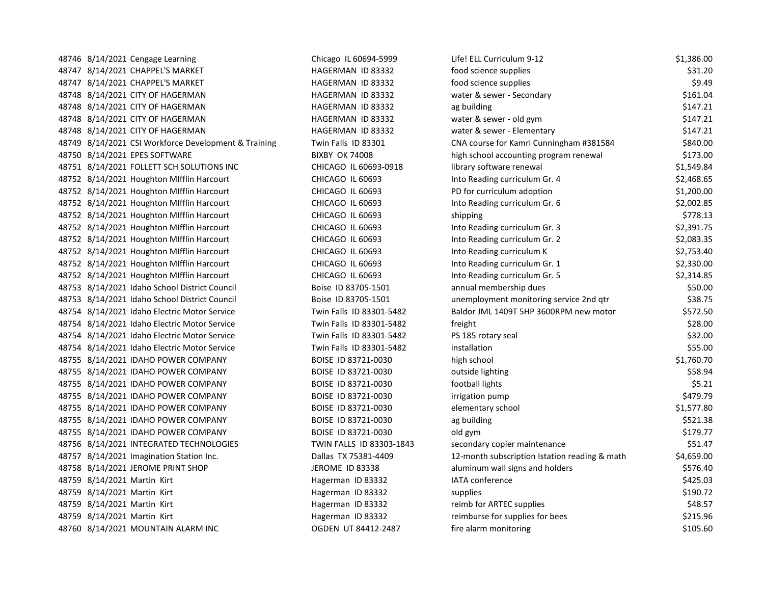| | | | | | |
|---|---|---|---|---|---|
| 48746 | 8/14/2021 | Cengage Learning | Chicago IL 60694-5999 | Life! ELL Curriculum 9-12 | $1,386.00 |
| 48747 | 8/14/2021 | CHAPPEL'S MARKET | HAGERMAN ID 83332 | food science supplies | $31.20 |
| 48747 | 8/14/2021 | CHAPPEL'S MARKET | HAGERMAN ID 83332 | food science supplies | $9.49 |
| 48748 | 8/14/2021 | CITY OF HAGERMAN | HAGERMAN ID 83332 | water & sewer - Secondary | $161.04 |
| 48748 | 8/14/2021 | CITY OF HAGERMAN | HAGERMAN ID 83332 | ag building | $147.21 |
| 48748 | 8/14/2021 | CITY OF HAGERMAN | HAGERMAN ID 83332 | water & sewer - old gym | $147.21 |
| 48748 | 8/14/2021 | CITY OF HAGERMAN | HAGERMAN ID 83332 | water & sewer - Elementary | $147.21 |
| 48749 | 8/14/2021 | CSI Workforce Development & Training | Twin Falls ID 83301 | CNA course for Kamri Cunningham #381584 | $840.00 |
| 48750 | 8/14/2021 | EPES SOFTWARE | BIXBY OK 74008 | high school accounting program renewal | $173.00 |
| 48751 | 8/14/2021 | FOLLETT SCH SOLUTIONS INC | CHICAGO IL 60693-0918 | library software renewal | $1,549.84 |
| 48752 | 8/14/2021 | Houghton MIfflin Harcourt | CHICAGO IL 60693 | Into Reading curriculum Gr. 4 | $2,468.65 |
| 48752 | 8/14/2021 | Houghton MIfflin Harcourt | CHICAGO IL 60693 | PD for curriculum adoption | $1,200.00 |
| 48752 | 8/14/2021 | Houghton MIfflin Harcourt | CHICAGO IL 60693 | Into Reading curriculum Gr. 6 | $2,002.85 |
| 48752 | 8/14/2021 | Houghton MIfflin Harcourt | CHICAGO IL 60693 | shipping | $778.13 |
| 48752 | 8/14/2021 | Houghton MIfflin Harcourt | CHICAGO IL 60693 | Into Reading curriculum Gr. 3 | $2,391.75 |
| 48752 | 8/14/2021 | Houghton MIfflin Harcourt | CHICAGO IL 60693 | Into Reading curriculum Gr. 2 | $2,083.35 |
| 48752 | 8/14/2021 | Houghton MIfflin Harcourt | CHICAGO IL 60693 | Into Reading curriculum K | $2,753.40 |
| 48752 | 8/14/2021 | Houghton MIfflin Harcourt | CHICAGO IL 60693 | Into Reading curriculum Gr. 1 | $2,330.00 |
| 48752 | 8/14/2021 | Houghton MIfflin Harcourt | CHICAGO IL 60693 | Into Reading curriculum Gr. 5 | $2,314.85 |
| 48753 | 8/14/2021 | Idaho School District Council | Boise ID 83705-1501 | annual membership dues | $50.00 |
| 48753 | 8/14/2021 | Idaho School District Council | Boise ID 83705-1501 | unemployment monitoring service 2nd qtr | $38.75 |
| 48754 | 8/14/2021 | Idaho Electric Motor Service | Twin Falls ID 83301-5482 | Baldor JML 1409T 5HP 3600RPM new motor | $572.50 |
| 48754 | 8/14/2021 | Idaho Electric Motor Service | Twin Falls ID 83301-5482 | freight | $28.00 |
| 48754 | 8/14/2021 | Idaho Electric Motor Service | Twin Falls ID 83301-5482 | PS 185 rotary seal | $32.00 |
| 48754 | 8/14/2021 | Idaho Electric Motor Service | Twin Falls ID 83301-5482 | installation | $55.00 |
| 48755 | 8/14/2021 | IDAHO POWER COMPANY | BOISE ID 83721-0030 | high school | $1,760.70 |
| 48755 | 8/14/2021 | IDAHO POWER COMPANY | BOISE ID 83721-0030 | outside lighting | $58.94 |
| 48755 | 8/14/2021 | IDAHO POWER COMPANY | BOISE ID 83721-0030 | football lights | $5.21 |
| 48755 | 8/14/2021 | IDAHO POWER COMPANY | BOISE ID 83721-0030 | irrigation pump | $479.79 |
| 48755 | 8/14/2021 | IDAHO POWER COMPANY | BOISE ID 83721-0030 | elementary school | $1,577.80 |
| 48755 | 8/14/2021 | IDAHO POWER COMPANY | BOISE ID 83721-0030 | ag building | $521.38 |
| 48755 | 8/14/2021 | IDAHO POWER COMPANY | BOISE ID 83721-0030 | old gym | $179.77 |
| 48756 | 8/14/2021 | INTEGRATED TECHNOLOGIES | TWIN FALLS ID 83303-1843 | secondary copier maintenance | $51.47 |
| 48757 | 8/14/2021 | Imagination Station Inc. | Dallas TX 75381-4409 | 12-month subscription Istation reading & math | $4,659.00 |
| 48758 | 8/14/2021 | JEROME PRINT SHOP | JEROME ID 83338 | aluminum wall signs and holders | $576.40 |
| 48759 | 8/14/2021 | Martin Kirt | Hagerman ID 83332 | IATA conference | $425.03 |
| 48759 | 8/14/2021 | Martin Kirt | Hagerman ID 83332 | supplies | $190.72 |
| 48759 | 8/14/2021 | Martin Kirt | Hagerman ID 83332 | reimb for ARTEC supplies | $48.57 |
| 48759 | 8/14/2021 | Martin Kirt | Hagerman ID 83332 | reimburse for supplies for bees | $215.96 |
| 48760 | 8/14/2021 | MOUNTAIN ALARM INC | OGDEN UT 84412-2487 | fire alarm monitoring | $105.60 |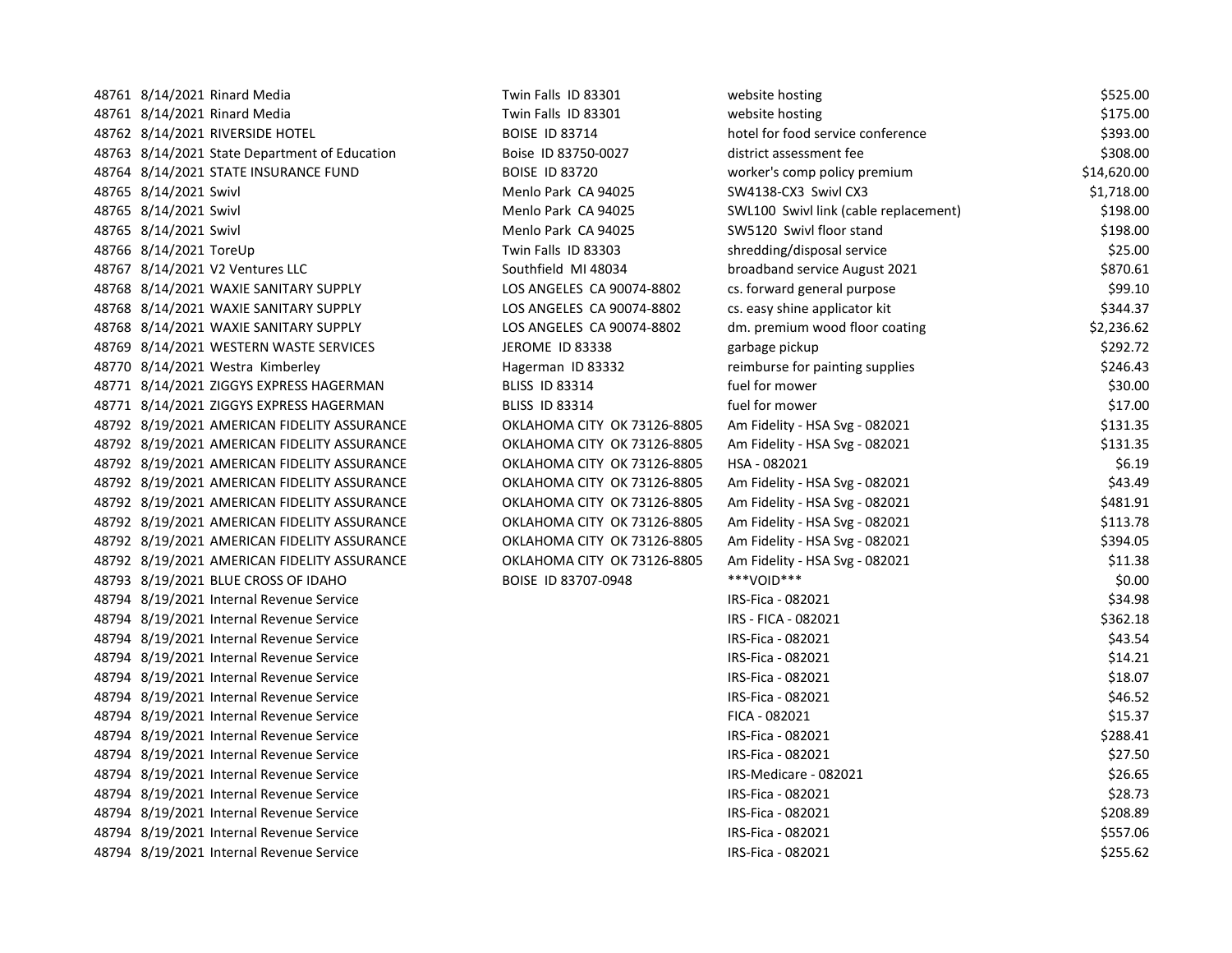| | | | | | |
|---|---|---|---|---|---|
| 48761 | 8/14/2021 | Rinard Media | Twin Falls ID 83301 | website hosting | $525.00 |
| 48761 | 8/14/2021 | Rinard Media | Twin Falls ID 83301 | website hosting | $175.00 |
| 48762 | 8/14/2021 | RIVERSIDE HOTEL | BOISE ID 83714 | hotel for food service conference | $393.00 |
| 48763 | 8/14/2021 | State Department of Education | Boise ID 83750-0027 | district assessment fee | $308.00 |
| 48764 | 8/14/2021 | STATE INSURANCE FUND | BOISE ID 83720 | worker's comp policy premium | $14,620.00 |
| 48765 | 8/14/2021 | Swivl | Menlo Park CA 94025 | SW4138-CX3 Swivl CX3 | $1,718.00 |
| 48765 | 8/14/2021 | Swivl | Menlo Park CA 94025 | SWL100 Swivl link (cable replacement) | $198.00 |
| 48765 | 8/14/2021 | Swivl | Menlo Park CA 94025 | SW5120 Swivl floor stand | $198.00 |
| 48766 | 8/14/2021 | ToreUp | Twin Falls ID 83303 | shredding/disposal service | $25.00 |
| 48767 | 8/14/2021 | V2 Ventures LLC | Southfield MI 48034 | broadband service August 2021 | $870.61 |
| 48768 | 8/14/2021 | WAXIE SANITARY SUPPLY | LOS ANGELES CA 90074-8802 | cs. forward general purpose | $99.10 |
| 48768 | 8/14/2021 | WAXIE SANITARY SUPPLY | LOS ANGELES CA 90074-8802 | cs. easy shine applicator kit | $344.37 |
| 48768 | 8/14/2021 | WAXIE SANITARY SUPPLY | LOS ANGELES CA 90074-8802 | dm. premium wood floor coating | $2,236.62 |
| 48769 | 8/14/2021 | WESTERN WASTE SERVICES | JEROME ID 83338 | garbage pickup | $292.72 |
| 48770 | 8/14/2021 | Westra Kimberley | Hagerman ID 83332 | reimburse for painting supplies | $246.43 |
| 48771 | 8/14/2021 | ZIGGYS EXPRESS HAGERMAN | BLISS ID 83314 | fuel for mower | $30.00 |
| 48771 | 8/14/2021 | ZIGGYS EXPRESS HAGERMAN | BLISS ID 83314 | fuel for mower | $17.00 |
| 48792 | 8/19/2021 | AMERICAN FIDELITY ASSURANCE | OKLAHOMA CITY OK 73126-8805 | Am Fidelity - HSA Svg - 082021 | $131.35 |
| 48792 | 8/19/2021 | AMERICAN FIDELITY ASSURANCE | OKLAHOMA CITY OK 73126-8805 | Am Fidelity - HSA Svg - 082021 | $131.35 |
| 48792 | 8/19/2021 | AMERICAN FIDELITY ASSURANCE | OKLAHOMA CITY OK 73126-8805 | HSA - 082021 | $6.19 |
| 48792 | 8/19/2021 | AMERICAN FIDELITY ASSURANCE | OKLAHOMA CITY OK 73126-8805 | Am Fidelity - HSA Svg - 082021 | $43.49 |
| 48792 | 8/19/2021 | AMERICAN FIDELITY ASSURANCE | OKLAHOMA CITY OK 73126-8805 | Am Fidelity - HSA Svg - 082021 | $481.91 |
| 48792 | 8/19/2021 | AMERICAN FIDELITY ASSURANCE | OKLAHOMA CITY OK 73126-8805 | Am Fidelity - HSA Svg - 082021 | $113.78 |
| 48792 | 8/19/2021 | AMERICAN FIDELITY ASSURANCE | OKLAHOMA CITY OK 73126-8805 | Am Fidelity - HSA Svg - 082021 | $394.05 |
| 48792 | 8/19/2021 | AMERICAN FIDELITY ASSURANCE | OKLAHOMA CITY OK 73126-8805 | Am Fidelity - HSA Svg - 082021 | $11.38 |
| 48793 | 8/19/2021 | BLUE CROSS OF IDAHO | BOISE ID 83707-0948 | ***VOID*** | $0.00 |
| 48794 | 8/19/2021 | Internal Revenue Service | | IRS-Fica - 082021 | $34.98 |
| 48794 | 8/19/2021 | Internal Revenue Service | | IRS - FICA - 082021 | $362.18 |
| 48794 | 8/19/2021 | Internal Revenue Service | | IRS-Fica - 082021 | $43.54 |
| 48794 | 8/19/2021 | Internal Revenue Service | | IRS-Fica - 082021 | $14.21 |
| 48794 | 8/19/2021 | Internal Revenue Service | | IRS-Fica - 082021 | $18.07 |
| 48794 | 8/19/2021 | Internal Revenue Service | | IRS-Fica - 082021 | $46.52 |
| 48794 | 8/19/2021 | Internal Revenue Service | | FICA - 082021 | $15.37 |
| 48794 | 8/19/2021 | Internal Revenue Service | | IRS-Fica - 082021 | $288.41 |
| 48794 | 8/19/2021 | Internal Revenue Service | | IRS-Fica - 082021 | $27.50 |
| 48794 | 8/19/2021 | Internal Revenue Service | | IRS-Medicare - 082021 | $26.65 |
| 48794 | 8/19/2021 | Internal Revenue Service | | IRS-Fica - 082021 | $28.73 |
| 48794 | 8/19/2021 | Internal Revenue Service | | IRS-Fica - 082021 | $208.89 |
| 48794 | 8/19/2021 | Internal Revenue Service | | IRS-Fica - 082021 | $557.06 |
| 48794 | 8/19/2021 | Internal Revenue Service | | IRS-Fica - 082021 | $255.62 |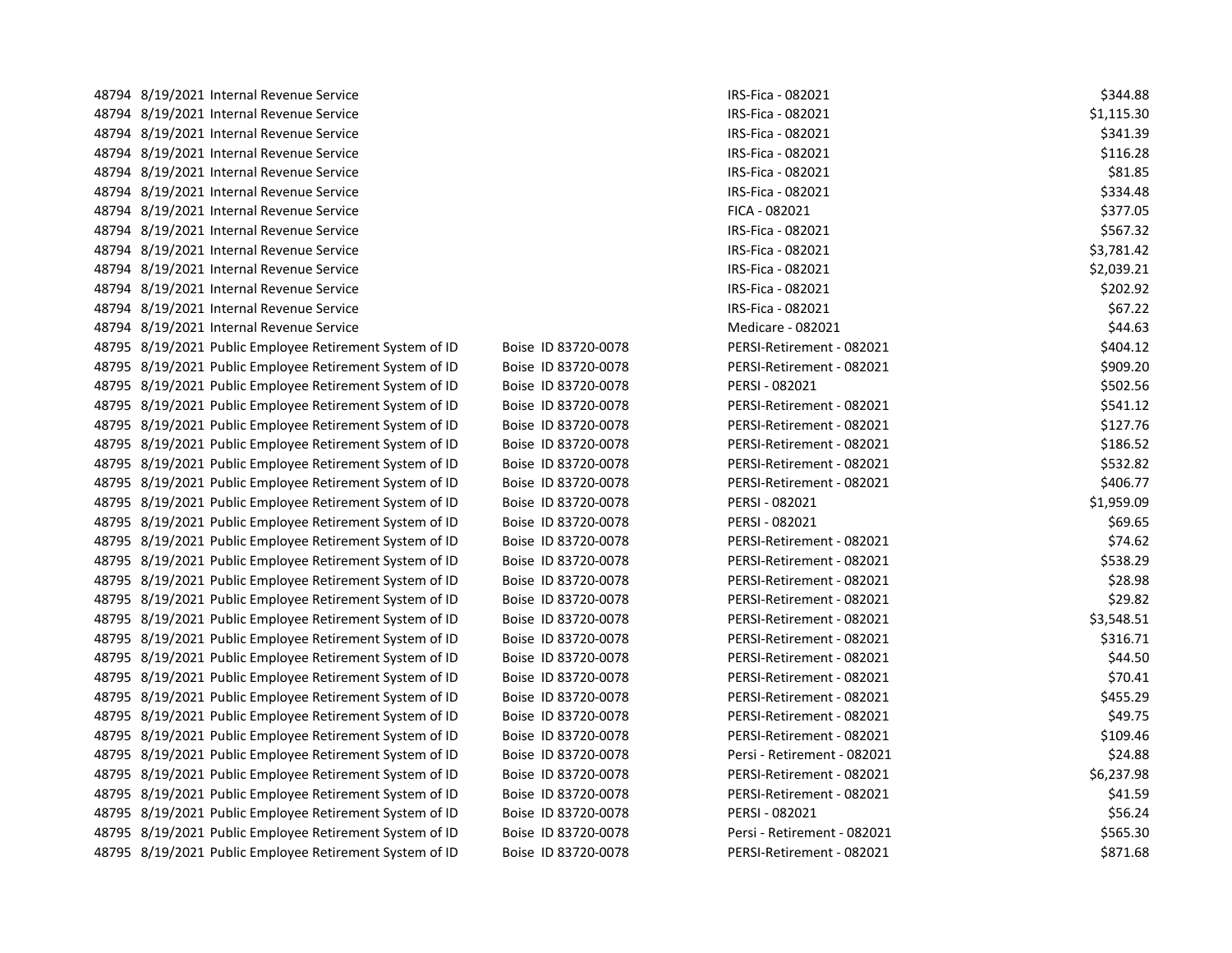| | | | | | |
|---|---|---|---|---|---|
| 48794 | 8/19/2021 | Internal Revenue Service | | IRS-Fica - 082021 | $344.88 |
| 48794 | 8/19/2021 | Internal Revenue Service | | IRS-Fica - 082021 | $1,115.30 |
| 48794 | 8/19/2021 | Internal Revenue Service | | IRS-Fica - 082021 | $341.39 |
| 48794 | 8/19/2021 | Internal Revenue Service | | IRS-Fica - 082021 | $116.28 |
| 48794 | 8/19/2021 | Internal Revenue Service | | IRS-Fica - 082021 | $81.85 |
| 48794 | 8/19/2021 | Internal Revenue Service | | IRS-Fica - 082021 | $334.48 |
| 48794 | 8/19/2021 | Internal Revenue Service | | FICA - 082021 | $377.05 |
| 48794 | 8/19/2021 | Internal Revenue Service | | IRS-Fica - 082021 | $567.32 |
| 48794 | 8/19/2021 | Internal Revenue Service | | IRS-Fica - 082021 | $3,781.42 |
| 48794 | 8/19/2021 | Internal Revenue Service | | IRS-Fica - 082021 | $2,039.21 |
| 48794 | 8/19/2021 | Internal Revenue Service | | IRS-Fica - 082021 | $202.92 |
| 48794 | 8/19/2021 | Internal Revenue Service | | IRS-Fica - 082021 | $67.22 |
| 48794 | 8/19/2021 | Internal Revenue Service | | Medicare - 082021 | $44.63 |
| 48795 | 8/19/2021 | Public Employee Retirement System of ID | Boise ID 83720-0078 | PERSI-Retirement - 082021 | $404.12 |
| 48795 | 8/19/2021 | Public Employee Retirement System of ID | Boise ID 83720-0078 | PERSI-Retirement - 082021 | $909.20 |
| 48795 | 8/19/2021 | Public Employee Retirement System of ID | Boise ID 83720-0078 | PERSI - 082021 | $502.56 |
| 48795 | 8/19/2021 | Public Employee Retirement System of ID | Boise ID 83720-0078 | PERSI-Retirement - 082021 | $541.12 |
| 48795 | 8/19/2021 | Public Employee Retirement System of ID | Boise ID 83720-0078 | PERSI-Retirement - 082021 | $127.76 |
| 48795 | 8/19/2021 | Public Employee Retirement System of ID | Boise ID 83720-0078 | PERSI-Retirement - 082021 | $186.52 |
| 48795 | 8/19/2021 | Public Employee Retirement System of ID | Boise ID 83720-0078 | PERSI-Retirement - 082021 | $532.82 |
| 48795 | 8/19/2021 | Public Employee Retirement System of ID | Boise ID 83720-0078 | PERSI-Retirement - 082021 | $406.77 |
| 48795 | 8/19/2021 | Public Employee Retirement System of ID | Boise ID 83720-0078 | PERSI - 082021 | $1,959.09 |
| 48795 | 8/19/2021 | Public Employee Retirement System of ID | Boise ID 83720-0078 | PERSI - 082021 | $69.65 |
| 48795 | 8/19/2021 | Public Employee Retirement System of ID | Boise ID 83720-0078 | PERSI-Retirement - 082021 | $74.62 |
| 48795 | 8/19/2021 | Public Employee Retirement System of ID | Boise ID 83720-0078 | PERSI-Retirement - 082021 | $538.29 |
| 48795 | 8/19/2021 | Public Employee Retirement System of ID | Boise ID 83720-0078 | PERSI-Retirement - 082021 | $28.98 |
| 48795 | 8/19/2021 | Public Employee Retirement System of ID | Boise ID 83720-0078 | PERSI-Retirement - 082021 | $29.82 |
| 48795 | 8/19/2021 | Public Employee Retirement System of ID | Boise ID 83720-0078 | PERSI-Retirement - 082021 | $3,548.51 |
| 48795 | 8/19/2021 | Public Employee Retirement System of ID | Boise ID 83720-0078 | PERSI-Retirement - 082021 | $316.71 |
| 48795 | 8/19/2021 | Public Employee Retirement System of ID | Boise ID 83720-0078 | PERSI-Retirement - 082021 | $44.50 |
| 48795 | 8/19/2021 | Public Employee Retirement System of ID | Boise ID 83720-0078 | PERSI-Retirement - 082021 | $70.41 |
| 48795 | 8/19/2021 | Public Employee Retirement System of ID | Boise ID 83720-0078 | PERSI-Retirement - 082021 | $455.29 |
| 48795 | 8/19/2021 | Public Employee Retirement System of ID | Boise ID 83720-0078 | PERSI-Retirement - 082021 | $49.75 |
| 48795 | 8/19/2021 | Public Employee Retirement System of ID | Boise ID 83720-0078 | PERSI-Retirement - 082021 | $109.46 |
| 48795 | 8/19/2021 | Public Employee Retirement System of ID | Boise ID 83720-0078 | Persi - Retirement - 082021 | $24.88 |
| 48795 | 8/19/2021 | Public Employee Retirement System of ID | Boise ID 83720-0078 | PERSI-Retirement - 082021 | $6,237.98 |
| 48795 | 8/19/2021 | Public Employee Retirement System of ID | Boise ID 83720-0078 | PERSI-Retirement - 082021 | $41.59 |
| 48795 | 8/19/2021 | Public Employee Retirement System of ID | Boise ID 83720-0078 | PERSI - 082021 | $56.24 |
| 48795 | 8/19/2021 | Public Employee Retirement System of ID | Boise ID 83720-0078 | Persi - Retirement - 082021 | $565.30 |
| 48795 | 8/19/2021 | Public Employee Retirement System of ID | Boise ID 83720-0078 | PERSI-Retirement - 082021 | $871.68 |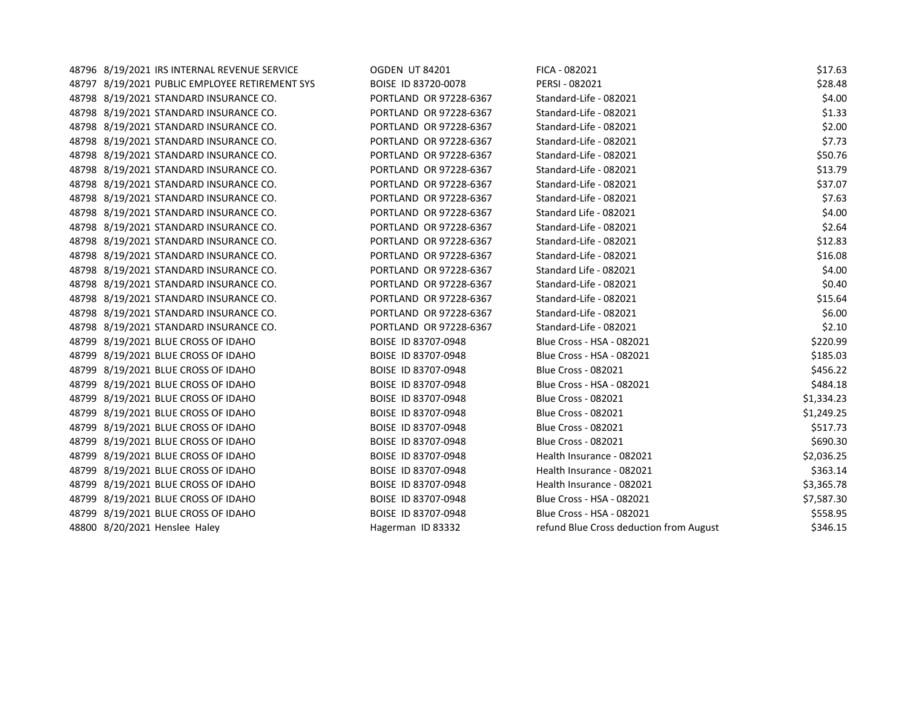| | | | | | |
|---|---|---|---|---|---|
| 48796 | 8/19/2021 | IRS INTERNAL REVENUE SERVICE | OGDEN UT 84201 | FICA - 082021 | $17.63 |
| 48797 | 8/19/2021 | PUBLIC EMPLOYEE RETIREMENT SYS | BOISE ID 83720-0078 | PERSI - 082021 | $28.48 |
| 48798 | 8/19/2021 | STANDARD INSURANCE CO. | PORTLAND OR 97228-6367 | Standard-Life - 082021 | $4.00 |
| 48798 | 8/19/2021 | STANDARD INSURANCE CO. | PORTLAND OR 97228-6367 | Standard-Life - 082021 | $1.33 |
| 48798 | 8/19/2021 | STANDARD INSURANCE CO. | PORTLAND OR 97228-6367 | Standard-Life - 082021 | $2.00 |
| 48798 | 8/19/2021 | STANDARD INSURANCE CO. | PORTLAND OR 97228-6367 | Standard-Life - 082021 | $7.73 |
| 48798 | 8/19/2021 | STANDARD INSURANCE CO. | PORTLAND OR 97228-6367 | Standard-Life - 082021 | $50.76 |
| 48798 | 8/19/2021 | STANDARD INSURANCE CO. | PORTLAND OR 97228-6367 | Standard-Life - 082021 | $13.79 |
| 48798 | 8/19/2021 | STANDARD INSURANCE CO. | PORTLAND OR 97228-6367 | Standard-Life - 082021 | $37.07 |
| 48798 | 8/19/2021 | STANDARD INSURANCE CO. | PORTLAND OR 97228-6367 | Standard-Life - 082021 | $7.63 |
| 48798 | 8/19/2021 | STANDARD INSURANCE CO. | PORTLAND OR 97228-6367 | Standard Life - 082021 | $4.00 |
| 48798 | 8/19/2021 | STANDARD INSURANCE CO. | PORTLAND OR 97228-6367 | Standard-Life - 082021 | $2.64 |
| 48798 | 8/19/2021 | STANDARD INSURANCE CO. | PORTLAND OR 97228-6367 | Standard-Life - 082021 | $12.83 |
| 48798 | 8/19/2021 | STANDARD INSURANCE CO. | PORTLAND OR 97228-6367 | Standard-Life - 082021 | $16.08 |
| 48798 | 8/19/2021 | STANDARD INSURANCE CO. | PORTLAND OR 97228-6367 | Standard Life - 082021 | $4.00 |
| 48798 | 8/19/2021 | STANDARD INSURANCE CO. | PORTLAND OR 97228-6367 | Standard-Life - 082021 | $0.40 |
| 48798 | 8/19/2021 | STANDARD INSURANCE CO. | PORTLAND OR 97228-6367 | Standard-Life - 082021 | $15.64 |
| 48798 | 8/19/2021 | STANDARD INSURANCE CO. | PORTLAND OR 97228-6367 | Standard-Life - 082021 | $6.00 |
| 48798 | 8/19/2021 | STANDARD INSURANCE CO. | PORTLAND OR 97228-6367 | Standard-Life - 082021 | $2.10 |
| 48799 | 8/19/2021 | BLUE CROSS OF IDAHO | BOISE ID 83707-0948 | Blue Cross - HSA - 082021 | $220.99 |
| 48799 | 8/19/2021 | BLUE CROSS OF IDAHO | BOISE ID 83707-0948 | Blue Cross - HSA - 082021 | $185.03 |
| 48799 | 8/19/2021 | BLUE CROSS OF IDAHO | BOISE ID 83707-0948 | Blue Cross - 082021 | $456.22 |
| 48799 | 8/19/2021 | BLUE CROSS OF IDAHO | BOISE ID 83707-0948 | Blue Cross - HSA - 082021 | $484.18 |
| 48799 | 8/19/2021 | BLUE CROSS OF IDAHO | BOISE ID 83707-0948 | Blue Cross - 082021 | $1,334.23 |
| 48799 | 8/19/2021 | BLUE CROSS OF IDAHO | BOISE ID 83707-0948 | Blue Cross - 082021 | $1,249.25 |
| 48799 | 8/19/2021 | BLUE CROSS OF IDAHO | BOISE ID 83707-0948 | Blue Cross - 082021 | $517.73 |
| 48799 | 8/19/2021 | BLUE CROSS OF IDAHO | BOISE ID 83707-0948 | Blue Cross - 082021 | $690.30 |
| 48799 | 8/19/2021 | BLUE CROSS OF IDAHO | BOISE ID 83707-0948 | Health Insurance - 082021 | $2,036.25 |
| 48799 | 8/19/2021 | BLUE CROSS OF IDAHO | BOISE ID 83707-0948 | Health Insurance - 082021 | $363.14 |
| 48799 | 8/19/2021 | BLUE CROSS OF IDAHO | BOISE ID 83707-0948 | Health Insurance - 082021 | $3,365.78 |
| 48799 | 8/19/2021 | BLUE CROSS OF IDAHO | BOISE ID 83707-0948 | Blue Cross - HSA - 082021 | $7,587.30 |
| 48799 | 8/19/2021 | BLUE CROSS OF IDAHO | BOISE ID 83707-0948 | Blue Cross - HSA - 082021 | $558.95 |
| 48800 | 8/20/2021 | Henslee Haley | Hagerman ID 83332 | refund Blue Cross deduction from August | $346.15 |